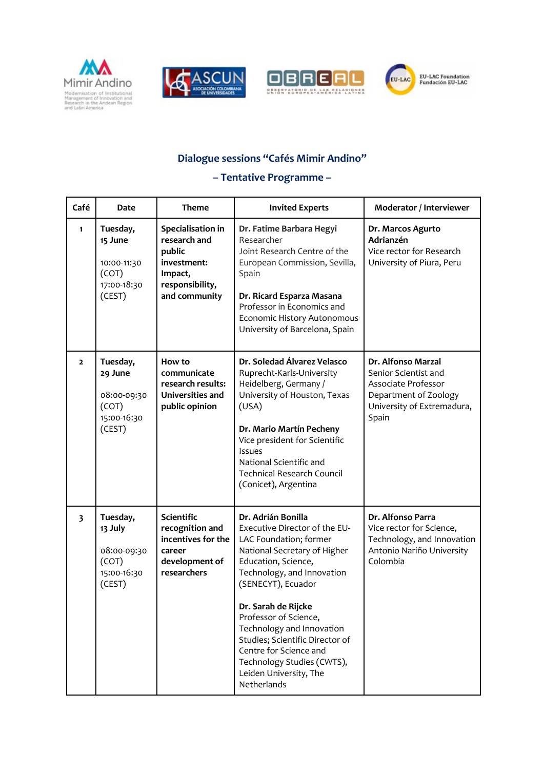## Dialogue sessions "Cafés Mimir Andino"

### – Tentative Programme –

| Café | Date | Theme | Invited Experts | Moderator / Interviewer |
|---|---|---|---|---|
| 1 | **Tuesday, 15 June**<br><br>10:00-11:30 (COT)<br>17:00-18:30 (CEST) | **Specialisation in research and public investment: Impact, responsibility, and community** | **Dr. Fatime Barbara Hegyi**<br>Researcher<br>Joint Research Centre of the European Commission, Sevilla, Spain<br><br>**Dr. Ricard Esparza Masana**<br>Professor in Economics and Economic History Autonomous University of Barcelona, Spain | **Dr. Marcos Agurto Adrianzén**<br>Vice rector for Research<br>University of Piura, Peru |
| 2 | **Tuesday, 29 June**<br><br>08:00-09:30 (COT)<br>15:00-16:30 (CEST) | **How to communicate research results: Universities and public opinion** | **Dr. Soledad Álvarez Velasco**<br>Ruprecht-Karls-University Heidelberg, Germany / University of Houston, Texas (USA)<br><br>**Dr. Mario Martín Pecheny**<br>Vice president for Scientific Issues<br>National Scientific and Technical Research Council (Conicet), Argentina | **Dr. Alfonso Marzal**<br>Senior Scientist and Associate Professor<br>Department of Zoology<br>University of Extremadura, Spain |
| 3 | **Tuesday, 13 July**<br><br>08:00-09:30 (COT)<br>15:00-16:30 (CEST) | **Scientific recognition and incentives for the career development of researchers** | **Dr. Adrián Bonilla**<br>Executive Director of the EU-LAC Foundation; former National Secretary of Higher Education, Science, Technology, and Innovation (SENECYT), Ecuador<br><br>**Dr. Sarah de Rijcke**<br>Professor of Science, Technology and Innovation Studies; Scientific Director of Centre for Science and Technology Studies (CWTS), Leiden University, The Netherlands | **Dr. Alfonso Parra**<br>Vice rector for Science, Technology, and Innovation<br>Antonio Nariño University<br>Colombia |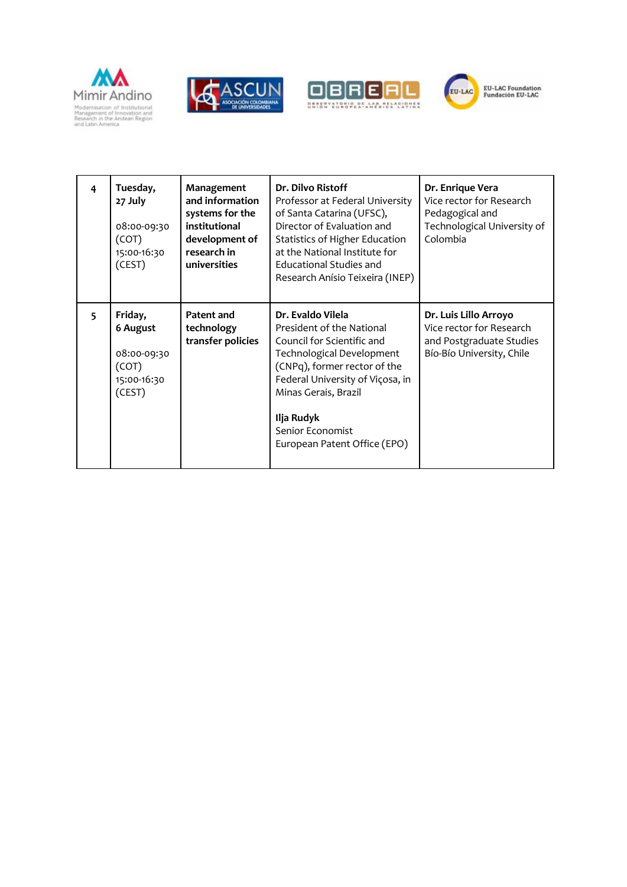| | | | | |
|---|---|---|---|---|
| 4 | **Tuesday, 27 July**<br><br>08:00-09:30 (COT)<br>15:00-16:30 (CEST) | **Management and information systems for the institutional development of research in universities** | **Dr. Dilvo Ristoff**<br>Professor at Federal University of Santa Catarina (UFSC), Director of Evaluation and Statistics of Higher Education at the National Institute for Educational Studies and Research Anísio Teixeira (INEP) | **Dr. Enrique Vera**<br>Vice rector for Research Pedagogical and Technological University of Colombia |
| 5 | **Friday, 6 August**<br><br>08:00-09:30 (COT)<br>15:00-16:30 (CEST) | **Patent and technology transfer policies** | **Dr. Evaldo Vilela**<br>President of the National Council for Scientific and Technological Development (CNPq), former rector of the Federal University of Viçosa, in Minas Gerais, Brazil<br><br>**Ilja Rudyk**<br>Senior Economist<br>European Patent Office (EPO) | **Dr. Luis Lillo Arroyo**<br>Vice rector for Research and Postgraduate Studies Bío-Bío University, Chile |